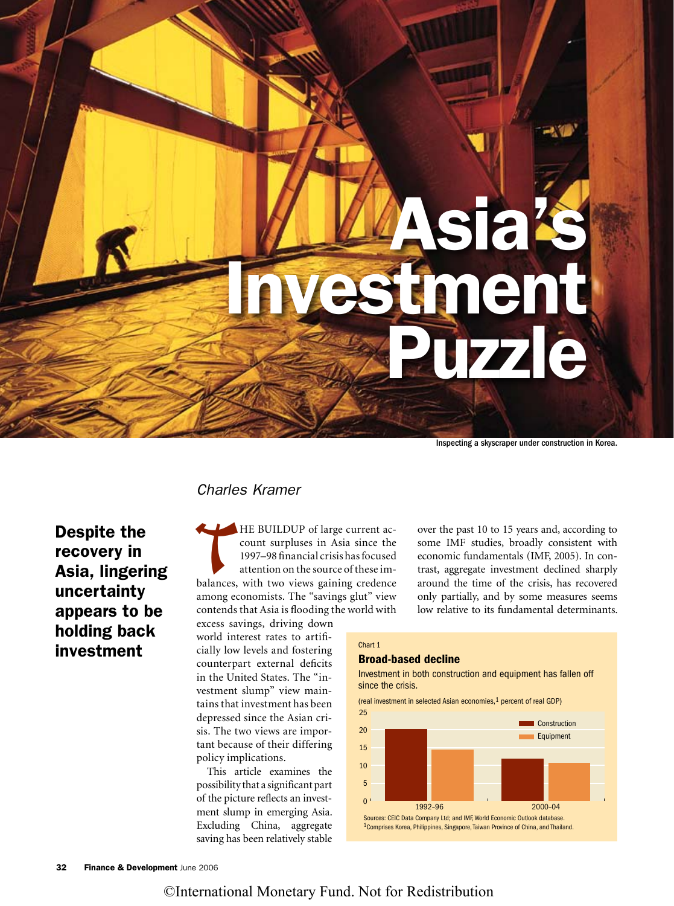# Asia's Investment Puzzle

Inspecting a skyscraper under construction in Korea.

*Charles Kramer*

**Despite the recovery in Asia, lingering uncertainty appears to be holding back investment**

THE BUILDUP of large current account surpluses in Asia since the 1997–98 financial crisis has focused attention on the source of these imbalances, with two views gaining credence among economists. The "savings glut" view contends that Asia is flooding the world with excess savings, driving down world interest rates to artificially low levels and fostering counterpart external deficits in the United States. The "investment slump" view maintains that investment has been depressed since the Asian crisis. The two views are important because of their differing policy implications.

This article examines the possibility that a significant part of the picture reflects an investment slump in emerging Asia. Excluding China, aggregate saving has been relatively stable over the past 10 to 15 years and, according to some IMF studies, broadly consistent with economic fundamentals (IMF, 2005). In contrast, aggregate investment declined sharply around the time of the crisis, has recovered only partially, and by some measures seems low relative to its fundamental determinants.

Chart 1

**Broad-based decline**

Investment in both construction and equipment has fallen off since the crisis.

(real investment in selected Asian economies,[1] percent of real GDP)

| | Construction | Equipment |
|---|---|---|
| 1992–96 | 20 | 14.5 |
| 2000–04 | 12 | 11 |

Sources: CEIC Data Company Ltd; and IMF, World Economic Outlook database.

[1]Comprises Korea, Philippines, Singapore, Taiwan Province of China, and Thailand.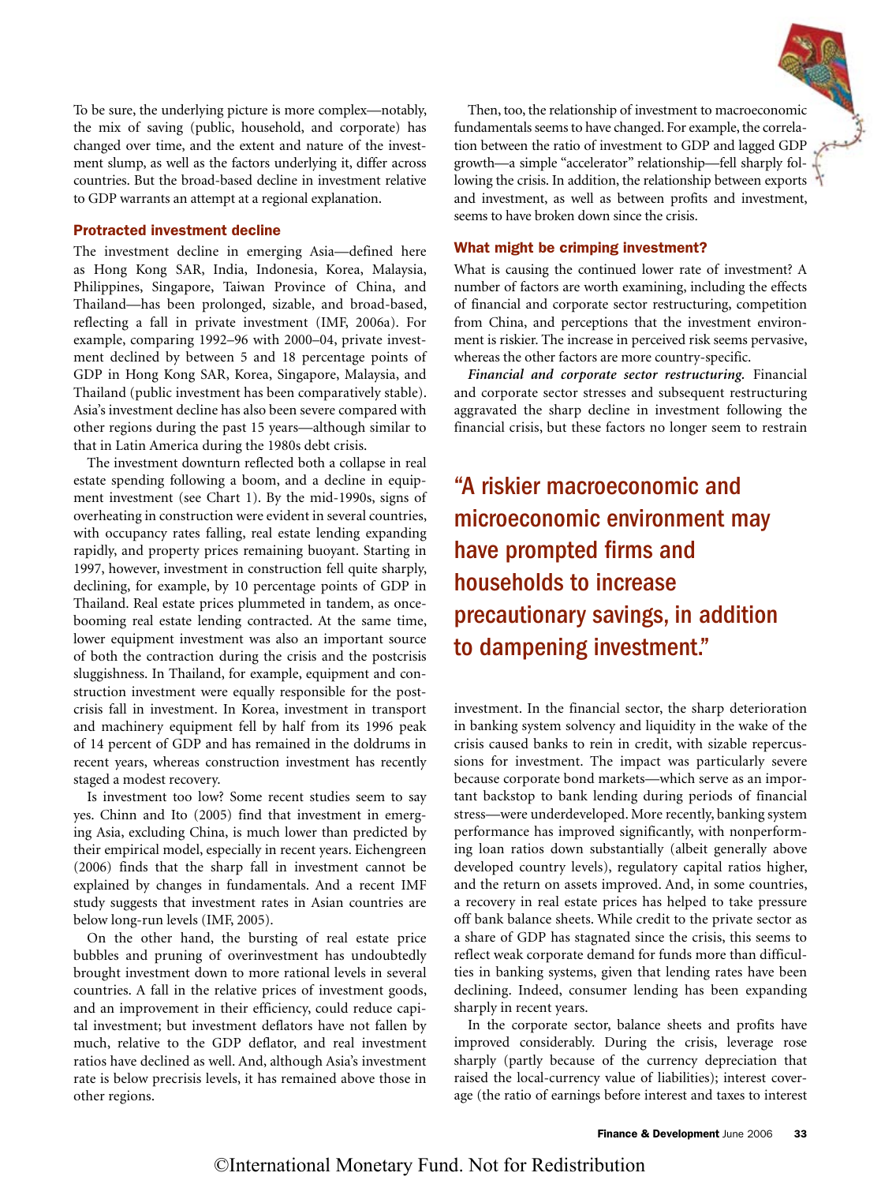To be sure, the underlying picture is more complex—notably, the mix of saving (public, household, and corporate) has changed over time, and the extent and nature of the investment slump, as well as the factors underlying it, differ across countries. But the broad-based decline in investment relative to GDP warrants an attempt at a regional explanation.

## Protracted investment decline

The investment decline in emerging Asia—defined here as Hong Kong SAR, India, Indonesia, Korea, Malaysia, Philippines, Singapore, Taiwan Province of China, and Thailand—has been prolonged, sizable, and broad-based, reflecting a fall in private investment (IMF, 2006a). For example, comparing 1992–96 with 2000–04, private investment declined by between 5 and 18 percentage points of GDP in Hong Kong SAR, Korea, Singapore, Malaysia, and Thailand (public investment has been comparatively stable). Asia's investment decline has also been severe compared with other regions during the past 15 years—although similar to that in Latin America during the 1980s debt crisis.

The investment downturn reflected both a collapse in real estate spending following a boom, and a decline in equipment investment (see Chart 1). By the mid-1990s, signs of overheating in construction were evident in several countries, with occupancy rates falling, real estate lending expanding rapidly, and property prices remaining buoyant. Starting in 1997, however, investment in construction fell quite sharply, declining, for example, by 10 percentage points of GDP in Thailand. Real estate prices plummeted in tandem, as once-booming real estate lending contracted. At the same time, lower equipment investment was also an important source of both the contraction during the crisis and the postcrisis sluggishness. In Thailand, for example, equipment and construction investment were equally responsible for the postcrisis fall in investment. In Korea, investment in transport and machinery equipment fell by half from its 1996 peak of 14 percent of GDP and has remained in the doldrums in recent years, whereas construction investment has recently staged a modest recovery.

Is investment too low? Some recent studies seem to say yes. Chinn and Ito (2005) find that investment in emerging Asia, excluding China, is much lower than predicted by their empirical model, especially in recent years. Eichengreen (2006) finds that the sharp fall in investment cannot be explained by changes in fundamentals. And a recent IMF study suggests that investment rates in Asian countries are below long-run levels (IMF, 2005).

On the other hand, the bursting of real estate price bubbles and pruning of overinvestment has undoubtedly brought investment down to more rational levels in several countries. A fall in the relative prices of investment goods, and an improvement in their efficiency, could reduce capital investment; but investment deflators have not fallen by much, relative to the GDP deflator, and real investment ratios have declined as well. And, although Asia's investment rate is below precrisis levels, it has remained above those in other regions.

Then, too, the relationship of investment to macroeconomic fundamentals seems to have changed. For example, the correlation between the ratio of investment to GDP and lagged GDP growth—a simple "accelerator" relationship—fell sharply following the crisis. In addition, the relationship between exports and investment, as well as between profits and investment, seems to have broken down since the crisis.

## What might be crimping investment?

What is causing the continued lower rate of investment? A number of factors are worth examining, including the effects of financial and corporate sector restructuring, competition from China, and perceptions that the investment environment is riskier. The increase in perceived risk seems pervasive, whereas the other factors are more country-specific.

***Financial and corporate sector restructuring.*** Financial and corporate sector stresses and subsequent restructuring aggravated the sharp decline in investment following the financial crisis, but these factors no longer seem to restrain investment. In the financial sector, the sharp deterioration in banking system solvency and liquidity in the wake of the crisis caused banks to rein in credit, with sizable repercussions for investment. The impact was particularly severe because corporate bond markets—which serve as an important backstop to bank lending during periods of financial stress—were underdeveloped. More recently, banking system performance has improved significantly, with nonperforming loan ratios down substantially (albeit generally above developed country levels), regulatory capital ratios higher, and the return on assets improved. And, in some countries, a recovery in real estate prices has helped to take pressure off bank balance sheets. While credit to the private sector as a share of GDP has stagnated since the crisis, this seems to reflect weak corporate demand for funds more than difficulties in banking systems, given that lending rates have been declining. Indeed, consumer lending has been expanding sharply in recent years.

> "A riskier macroeconomic and microeconomic environment may have prompted firms and households to increase precautionary savings, in addition to dampening investment."

In the corporate sector, balance sheets and profits have improved considerably. During the crisis, leverage rose sharply (partly because of the currency depreciation that raised the local-currency value of liabilities); interest coverage (the ratio of earnings before interest and taxes to interest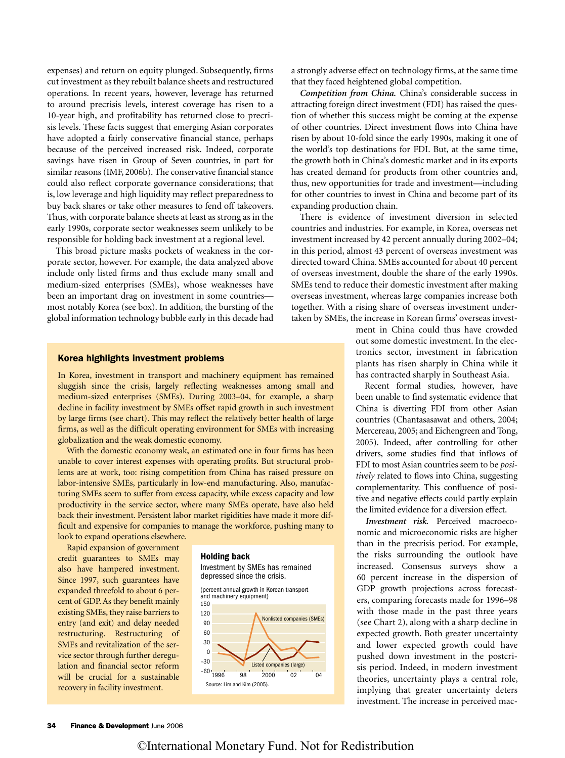expenses) and return on equity plunged. Subsequently, firms cut investment as they rebuilt balance sheets and restructured operations. In recent years, however, leverage has returned to around precrisis levels, interest coverage has risen to a 10-year high, and profitability has returned close to precrisis levels. These facts suggest that emerging Asian corporates have adopted a fairly conservative financial stance, perhaps because of the perceived increased risk. Indeed, corporate savings have risen in Group of Seven countries, in part for similar reasons (IMF, 2006b). The conservative financial stance could also reflect corporate governance considerations; that is, low leverage and high liquidity may reflect preparedness to buy back shares or take other measures to fend off takeovers. Thus, with corporate balance sheets at least as strong as in the early 1990s, corporate sector weaknesses seem unlikely to be responsible for holding back investment at a regional level.

This broad picture masks pockets of weakness in the corporate sector, however. For example, the data analyzed above include only listed firms and thus exclude many small and medium-sized enterprises (SMEs), whose weaknesses have been an important drag on investment in some countries—most notably Korea (see box). In addition, the bursting of the global information technology bubble early in this decade had a strongly adverse effect on technology firms, at the same time that they faced heightened global competition.

***Competition from China.*** China's considerable success in attracting foreign direct investment (FDI) has raised the question of whether this success might be coming at the expense of other countries. Direct investment flows into China have risen by about 10-fold since the early 1990s, making it one of the world's top destinations for FDI. But, at the same time, the growth both in China's domestic market and in its exports has created demand for products from other countries and, thus, new opportunities for trade and investment—including for other countries to invest in China and become part of its expanding production chain.

There is evidence of investment diversion in selected countries and industries. For example, in Korea, overseas net investment increased by 42 percent annually during 2002–04; in this period, almost 43 percent of overseas investment was directed toward China. SMEs accounted for about 40 percent of overseas investment, double the share of the early 1990s. SMEs tend to reduce their domestic investment after making overseas investment, whereas large companies increase both together. With a rising share of overseas investment undertaken by SMEs, the increase in Korean firms' overseas investment in China could thus have crowded out some domestic investment. In the electronics sector, investment in fabrication plants has risen sharply in China while it has contracted sharply in Southeast Asia.

Recent formal studies, however, have been unable to find systematic evidence that China is diverting FDI from other Asian countries (Chantasasawat and others, 2004; Mercereau, 2005; and Eichengreen and Tong, 2005). Indeed, after controlling for other drivers, some studies find that inflows of FDI to most Asian countries seem to be *positively* related to flows into China, suggesting complementarity. This confluence of positive and negative effects could partly explain the limited evidence for a diversion effect.

***Investment risk.*** Perceived macroeconomic and microeconomic risks are higher than in the precrisis period. For example, the risks surrounding the outlook have increased. Consensus surveys show a 60 percent increase in the dispersion of GDP growth projections across forecasters, comparing forecasts made for 1996–98 with those made in the past three years (see Chart 2), along with a sharp decline in expected growth. Both greater uncertainty and lower expected growth could have pushed down investment in the postcrisis period. Indeed, in modern investment theories, uncertainty plays a central role, implying that greater uncertainty deters investment. The increase in perceived mac-

### Korea highlights investment problems

In Korea, investment in transport and machinery equipment has remained sluggish since the crisis, largely reflecting weaknesses among small and medium-sized enterprises (SMEs). During 2003–04, for example, a sharp decline in facility investment by SMEs offset rapid growth in such investment by large firms (see chart). This may reflect the relatively better health of large firms, as well as the difficult operating environment for SMEs with increasing globalization and the weak domestic economy.

With the domestic economy weak, an estimated one in four firms has been unable to cover interest expenses with operating profits. But structural problems are at work, too: rising competition from China has raised pressure on labor-intensive SMEs, particularly in low-end manufacturing. Also, manufacturing SMEs seem to suffer from excess capacity, while excess capacity and low productivity in the service sector, where many SMEs operate, have also held back their investment. Persistent labor market rigidities have made it more difficult and expensive for companies to manage the workforce, pushing many to look to expand operations elsewhere.

Rapid expansion of government credit guarantees to SMEs may also have hampered investment. Since 1997, such guarantees have expanded threefold to about 6 percent of GDP. As they benefit mainly existing SMEs, they raise barriers to entry (and exit) and delay needed restructuring. Restructuring of SMEs and revitalization of the service sector through further deregulation and financial sector reform will be crucial for a sustainable recovery in facility investment.

**Holding back**

Investment by SMEs has remained depressed since the crisis.

(percent annual growth in Korean transport and machinery equipment)

Nonlisted companies (SMEs)

Listed companies (large)

Source: Lim and Kim (2005).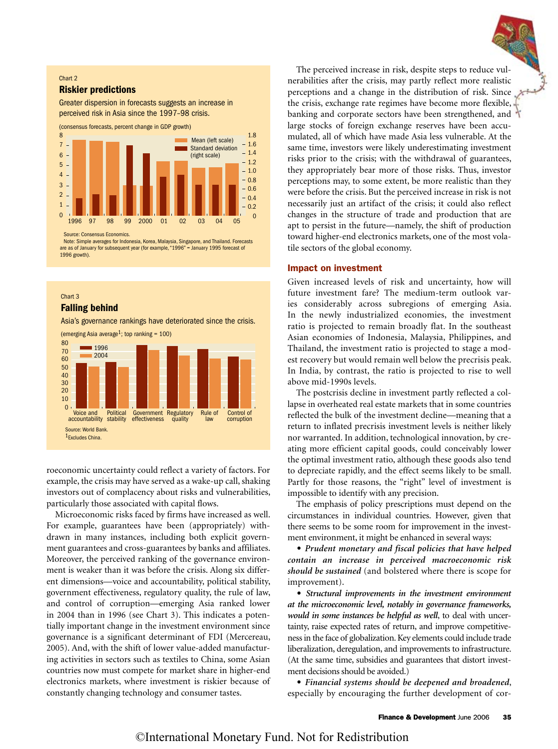Chart 2

**Riskier predictions**

Greater dispersion in forecasts suggests an increase in perceived risk in Asia since the 1997–98 crisis.

(consensus forecasts, percent change in GDP growth)

Source: Consensus Economics.

Note: Simple averages for Indonesia, Korea, Malaysia, Singapore, and Thailand. Forecasts are as of January for subsequent year (for example, "1996" = January 1995 forecast of 1996 growth).

Chart 3

**Falling behind**

Asia's governance rankings have deteriorated since the crisis.

(emerging Asia average[1]; top ranking = 100)

Source: World Bank.

[1]Excludes China.

roeconomic uncertainty could reflect a variety of factors. For example, the crisis may have served as a wake-up call, shaking investors out of complacency about risks and vulnerabilities, particularly those associated with capital flows.

Microeconomic risks faced by firms have increased as well. For example, guarantees have been (appropriately) withdrawn in many instances, including both explicit government guarantees and cross-guarantees by banks and affiliates. Moreover, the perceived ranking of the governance environment is weaker than it was before the crisis. Along six different dimensions—voice and accountability, political stability, government effectiveness, regulatory quality, the rule of law, and control of corruption—emerging Asia ranked lower in 2004 than in 1996 (see Chart 3). This indicates a potentially important change in the investment environment since governance is a significant determinant of FDI (Mercereau, 2005). And, with the shift of lower value-added manufacturing activities in sectors such as textiles to China, some Asian countries now must compete for market share in higher-end electronics markets, where investment is riskier because of constantly changing technology and consumer tastes.

The perceived increase in risk, despite steps to reduce vulnerabilities after the crisis, may partly reflect more realistic perceptions and a change in the distribution of risk. Since the crisis, exchange rate regimes have become more flexible, banking and corporate sectors have been strengthened, and large stocks of foreign exchange reserves have been accumulated, all of which have made Asia less vulnerable. At the same time, investors were likely underestimating investment risks prior to the crisis; with the withdrawal of guarantees, they appropriately bear more of those risks. Thus, investor perceptions may, to some extent, be more realistic than they were before the crisis. But the perceived increase in risk is not necessarily just an artifact of the crisis; it could also reflect changes in the structure of trade and production that are apt to persist in the future—namely, the shift of production toward higher-end electronics markets, one of the most volatile sectors of the global economy.

## Impact on investment

Given increased levels of risk and uncertainty, how will future investment fare? The medium-term outlook varies considerably across subregions of emerging Asia. In the newly industrialized economies, the investment ratio is projected to remain broadly flat. In the southeast Asian economies of Indonesia, Malaysia, Philippines, and Thailand, the investment ratio is projected to stage a modest recovery but would remain well below the precrisis peak. In India, by contrast, the ratio is projected to rise to well above mid-1990s levels.

The postcrisis decline in investment partly reflected a collapse in overheated real estate markets that in some countries reflected the bulk of the investment decline—meaning that a return to inflated precrisis investment levels is neither likely nor warranted. In addition, technological innovation, by creating more efficient capital goods, could conceivably lower the optimal investment ratio, although these goods also tend to depreciate rapidly, and the effect seems likely to be small. Partly for those reasons, the "right" level of investment is impossible to identify with any precision.

The emphasis of policy prescriptions must depend on the circumstances in individual countries. However, given that there seems to be some room for improvement in the investment environment, it might be enhanced in several ways:

- ***Prudent monetary and fiscal policies that have helped contain an increase in perceived macroeconomic risk should be sustained*** (and bolstered where there is scope for improvement).
- ***Structural improvements in the investment environment at the microeconomic level, notably in governance frameworks, would in some instances be helpful as well***, to deal with uncertainty, raise expected rates of return, and improve competitiveness in the face of globalization. Key elements could include trade liberalization, deregulation, and improvements to infrastructure. (At the same time, subsidies and guarantees that distort investment decisions should be avoided.)
- ***Financial systems should be deepened and broadened***, especially by encouraging the further development of cor-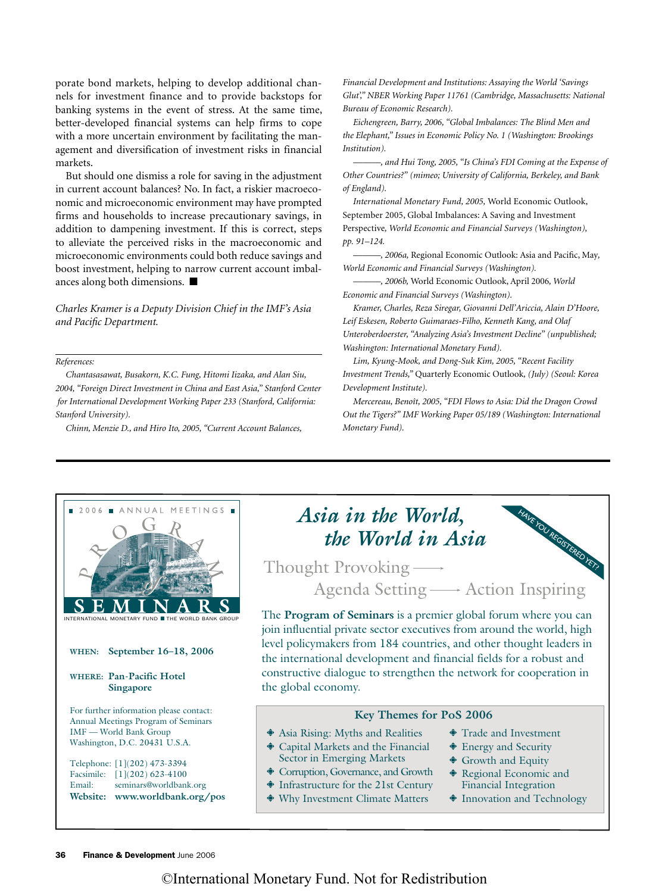porate bond markets, helping to develop additional channels for investment finance and to provide backstops for banking systems in the event of stress. At the same time, better-developed financial systems can help firms to cope with a more uncertain environment by facilitating the management and diversification of investment risks in financial markets.

But should one dismiss a role for saving in the adjustment in current account balances? No. In fact, a riskier macroeconomic and microeconomic environment may have prompted firms and households to increase precautionary savings, in addition to dampening investment. If this is correct, steps to alleviate the perceived risks in the macroeconomic and microeconomic environments could both reduce savings and boost investment, helping to narrow current account imbalances along both dimensions. ■

*Charles Kramer is a Deputy Division Chief in the IMF's Asia and Pacific Department.*

---

*References:*

*Chantasasawat, Busakorn, K.C. Fung, Hitomi Iizaka, and Alan Siu, 2004, "Foreign Direct Investment in China and East Asia," Stanford Center for International Development Working Paper 233 (Stanford, California: Stanford University).*

*Chinn, Menzie D., and Hiro Ito, 2005, "Current Account Balances, Financial Development and Institutions: Assaying the World 'Savings Glut'," NBER Working Paper 11761 (Cambridge, Massachusetts: National Bureau of Economic Research).*

*Eichengreen, Barry, 2006, "Global Imbalances: The Blind Men and the Elephant," Issues in Economic Policy No. 1 (Washington: Brookings Institution).*

*———, and Hui Tong, 2005, "Is China's FDI Coming at the Expense of Other Countries?" (mimeo; University of California, Berkeley, and Bank of England).*

*International Monetary Fund, 2005,* World Economic Outlook, September 2005, Global Imbalances: A Saving and Investment Perspective, *World Economic and Financial Surveys (Washington), pp. 91–124.*

*———, 2006a,* Regional Economic Outlook: Asia and Pacific, May, *World Economic and Financial Surveys (Washington).*

*———, 2006b,* World Economic Outlook, April 2006, *World Economic and Financial Surveys (Washington).*

*Kramer, Charles, Reza Siregar, Giovanni Dell'Ariccia, Alain D'Hoore, Leif Eskesen, Roberto Guimarães-Filho, Kenneth Kang, and Olaf Unteroberdoerster, "Analyzing Asia's Investment Decline" (unpublished; Washington: International Monetary Fund).*

*Lim, Kyung-Mook, and Dong-Suk Kim, 2005, "Recent Facility Investment Trends,"* Quarterly Economic Outlook, *(July) (Seoul: Korea Development Institute).*

*Mercereau, Benoît, 2005, "FDI Flows to Asia: Did the Dragon Crowd Out the Tigers?" IMF Working Paper 05/189 (Washington: International Monetary Fund).*

---

2006 ■ ANNUAL MEETINGS ■

PROGRAM of SEMINARS

INTERNATIONAL MONETARY FUND ■ THE WORLD BANK GROUP

**WHEN:** **September 16–18, 2006**

**WHERE:** **Pan-Pacific Hotel Singapore**

For further information please contact:
Annual Meetings Program of Seminars
IMF — World Bank Group
Washington, D.C. 20431 U.S.A.

Telephone: [1](202) 473-3394
Facsimile: [1](202) 623-4100
Email: seminars@worldbank.org
**Website: www.worldbank.org/pos**

## *Asia in the World, the World in Asia*

HAVE YOU REGISTERED YET?

Thought Provoking ⟶ Agenda Setting ⟶ Action Inspiring

The **Program of Seminars** is a premier global forum where you can join influential private sector executives from around the world, high level policymakers from 184 countries, and other thought leaders in the international development and financial fields for a robust and constructive dialogue to strengthen the network for cooperation in the global economy.

**Key Themes for PoS 2006**

- Asia Rising: Myths and Realities
- Capital Markets and the Financial Sector in Emerging Markets
- Corruption, Governance, and Growth
- Infrastructure for the 21st Century
- Why Investment Climate Matters
- Trade and Investment
- Energy and Security
- Growth and Equity
- Regional Economic and Financial Integration
- Innovation and Technology

©International Monetary Fund. Not for Redistribution